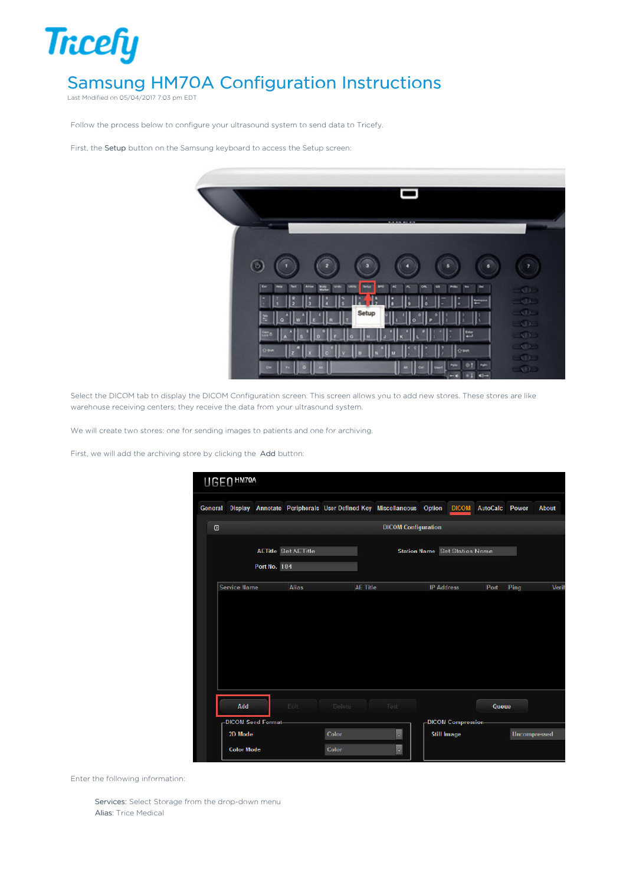# Samsung HM70A Configuration Instructions

Last Modified on 05/04/2017 7:03 pm EDT

Follow the process below to configure your ultrasound system to send data to Tricefy.

First, the **Setup** button on the Samsung keyboard to access the Setup screen:

Select the DICOM tab to display the DICOM Configuration screen. This screen allows you to add new stores. These stores are like warehouse receiving centers; they receive the data from your ultrasound system.

We will create two stores: one for sending images to patients and one for archiving.

First, we will add the archiving store by clicking the **Add** button:

Enter the following information:

- **Services:** Select Storage from the drop-down menu
- **Alias:** Trice Medical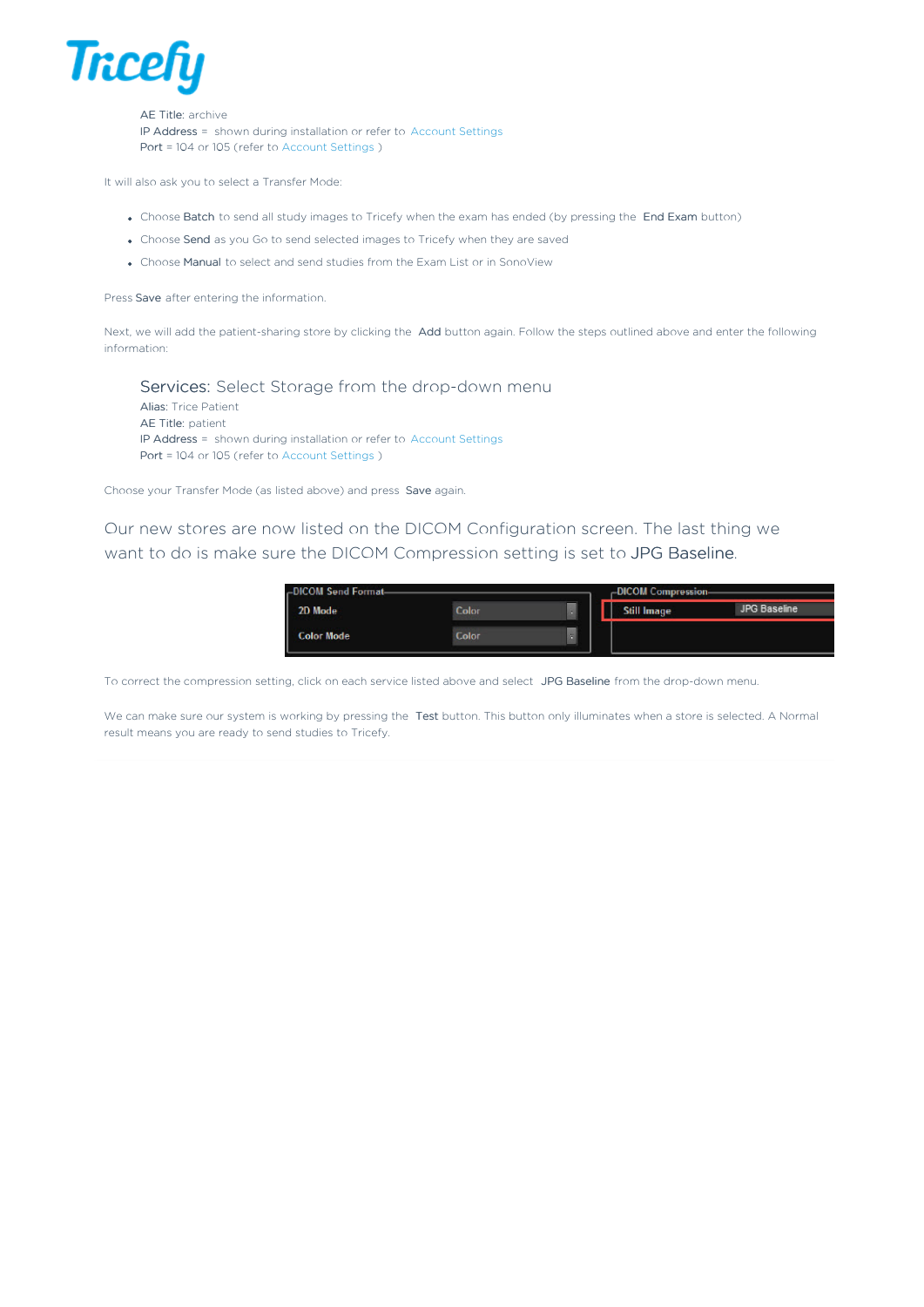AE Title: archive
IP Address = shown during installation or refer to Account Settings
Port = 104 or 105 (refer to Account Settings )

It will also ask you to select a Transfer Mode:

- Choose **Batch** to send all study images to Tricefy when the exam has ended (by pressing the **End Exam** button)
- Choose **Send** as you Go to send selected images to Tricefy when they are saved
- Choose **Manual** to select and send studies from the Exam List or in SonoView

Press **Save** after entering the information.

Next, we will add the patient-sharing store by clicking the **Add** button again. Follow the steps outlined above and enter the following information:

Services: Select Storage from the drop-down menu
Alias: Trice Patient
AE Title: patient
IP Address = shown during installation or refer to Account Settings
Port = 104 or 105 (refer to Account Settings )

Choose your Transfer Mode (as listed above) and press **Save** again.

Our new stores are now listed on the DICOM Configuration screen. The last thing we want to do is make sure the DICOM Compression setting is set to JPG Baseline.

To correct the compression setting, click on each service listed above and select **JPG Baseline** from the drop-down menu.

We can make sure our system is working by pressing the **Test** button. This button only illuminates when a store is selected. A Normal result means you are ready to send studies to Tricefy.